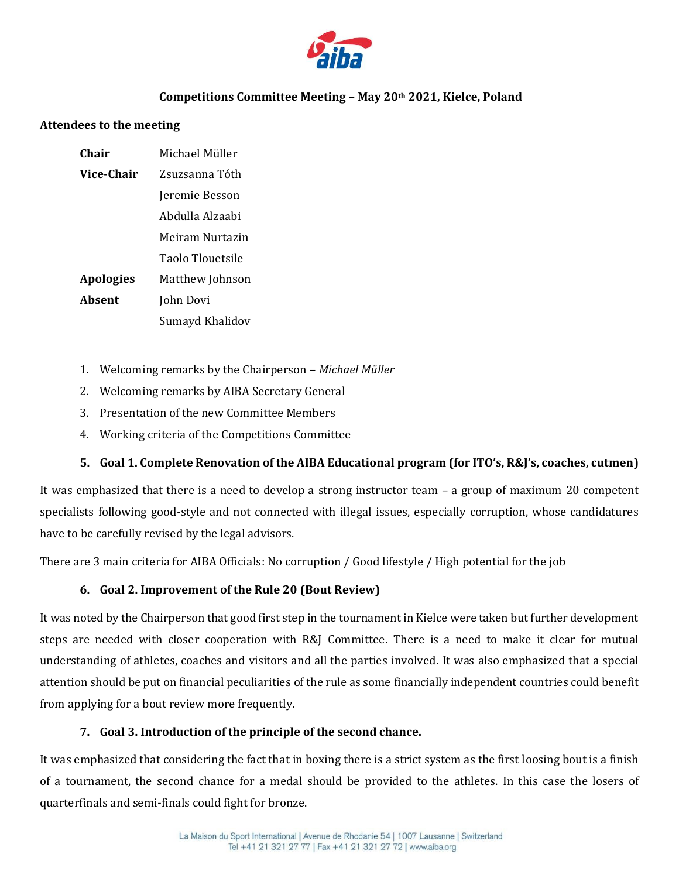## Competitions Committee Meeting – May 20th 2021, Kielce, Poland

**Attendees to the meeting**

| | |
|---|---|
| **Chair** | Michael Müller |
| **Vice-Chair** | Zsuzsanna Tóth |
| | Jeremie Besson |
| | Abdulla Alzaabi |
| | Meiram Nurtazin |
| | Taolo Tlouetsile |
| **Apologies** | Matthew Johnson |
| **Absent** | John Dovi |
| | Sumayd Khalidov |

1. Welcoming remarks by the Chairperson – *Michael Müller*
2. Welcoming remarks by AIBA Secretary General
3. Presentation of the new Committee Members
4. Working criteria of the Competitions Committee

### 5. Goal 1. Complete Renovation of the AIBA Educational program (for ITO's, R&J's, coaches, cutmen)

It was emphasized that there is a need to develop a strong instructor team – a group of maximum 20 competent specialists following good-style and not connected with illegal issues, especially corruption, whose candidatures have to be carefully revised by the legal advisors.

There are 3 main criteria for AIBA Officials: No corruption / Good lifestyle / High potential for the job

### 6. Goal 2. Improvement of the Rule 20 (Bout Review)

It was noted by the Chairperson that good first step in the tournament in Kielce were taken but further development steps are needed with closer cooperation with R&J Committee. There is a need to make it clear for mutual understanding of athletes, coaches and visitors and all the parties involved. It was also emphasized that a special attention should be put on financial peculiarities of the rule as some financially independent countries could benefit from applying for a bout review more frequently.

### 7. Goal 3. Introduction of the principle of the second chance.

It was emphasized that considering the fact that in boxing there is a strict system as the first loosing bout is a finish of a tournament, the second chance for a medal should be provided to the athletes. In this case the losers of quarterfinals and semi-finals could fight for bronze.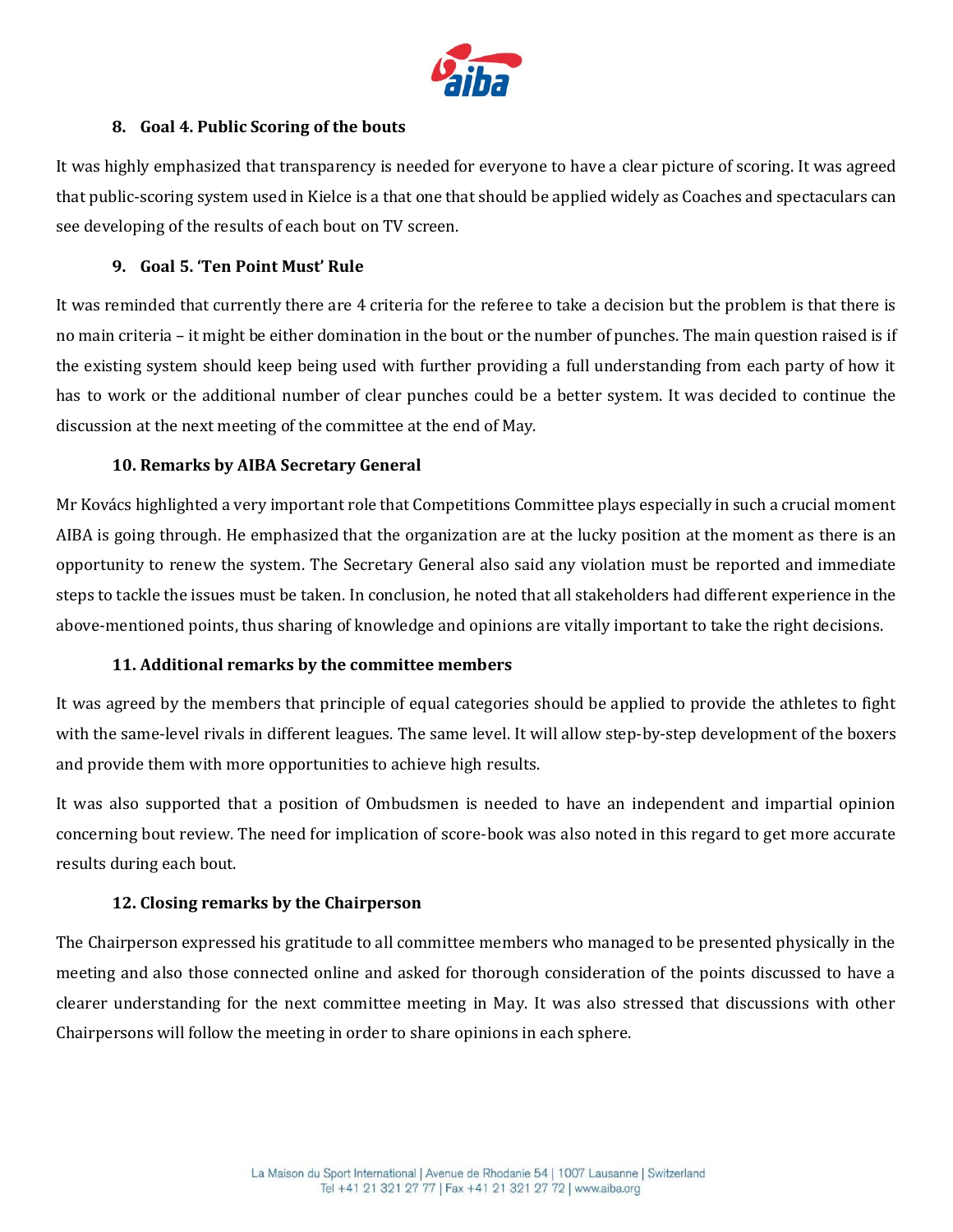## 8. Goal 4. Public Scoring of the bouts

It was highly emphasized that transparency is needed for everyone to have a clear picture of scoring. It was agreed that public-scoring system used in Kielce is a that one that should be applied widely as Coaches and spectaculars can see developing of the results of each bout on TV screen.

## 9. Goal 5. 'Ten Point Must' Rule

It was reminded that currently there are 4 criteria for the referee to take a decision but the problem is that there is no main criteria – it might be either domination in the bout or the number of punches. The main question raised is if the existing system should keep being used with further providing a full understanding from each party of how it has to work or the additional number of clear punches could be a better system. It was decided to continue the discussion at the next meeting of the committee at the end of May.

## 10. Remarks by AIBA Secretary General

Mr Kovács highlighted a very important role that Competitions Committee plays especially in such a crucial moment AIBA is going through. He emphasized that the organization are at the lucky position at the moment as there is an opportunity to renew the system. The Secretary General also said any violation must be reported and immediate steps to tackle the issues must be taken. In conclusion, he noted that all stakeholders had different experience in the above-mentioned points, thus sharing of knowledge and opinions are vitally important to take the right decisions.

## 11. Additional remarks by the committee members

It was agreed by the members that principle of equal categories should be applied to provide the athletes to fight with the same-level rivals in different leagues. The same level. It will allow step-by-step development of the boxers and provide them with more opportunities to achieve high results.

It was also supported that a position of Ombudsmen is needed to have an independent and impartial opinion concerning bout review. The need for implication of score-book was also noted in this regard to get more accurate results during each bout.

## 12. Closing remarks by the Chairperson

The Chairperson expressed his gratitude to all committee members who managed to be presented physically in the meeting and also those connected online and asked for thorough consideration of the points discussed to have a clearer understanding for the next committee meeting in May. It was also stressed that discussions with other Chairpersons will follow the meeting in order to share opinions in each sphere.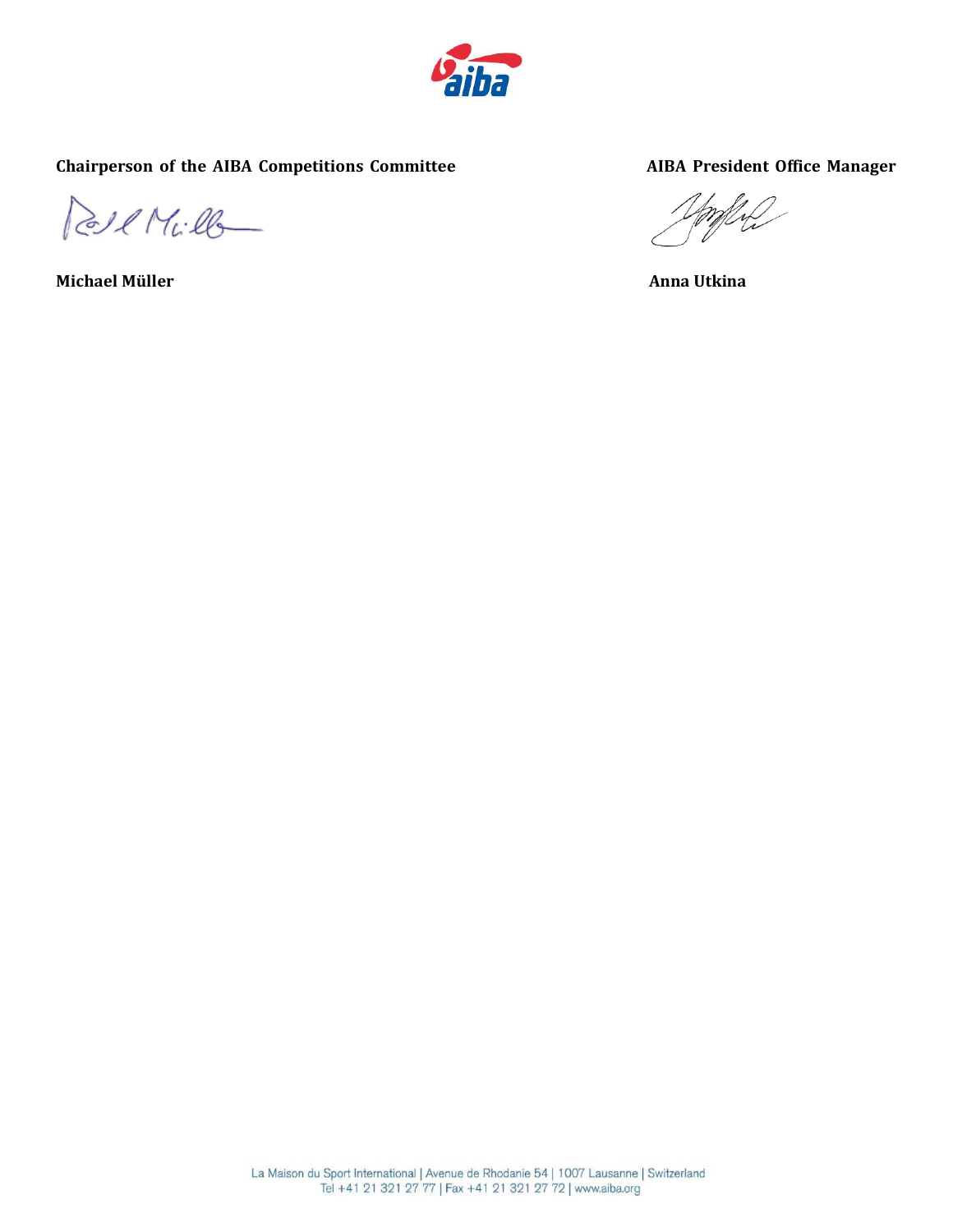**Chairperson of the AIBA Competitions Committee**

**Michael Müller**

**AIBA President Office Manager**

**Anna Utkina**